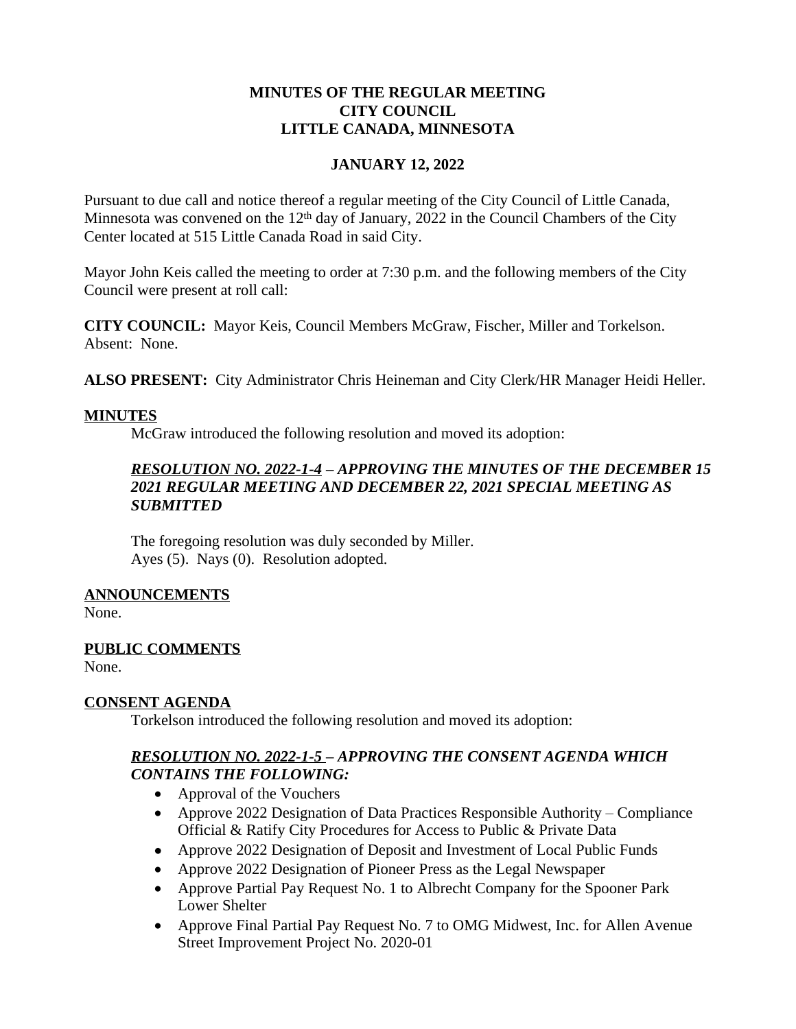# MINUTES OF THE REGULAR MEETING
# CITY COUNCIL
# LITTLE CANADA, MINNESOTA

## JANUARY 12, 2022

Pursuant to due call and notice thereof a regular meeting of the City Council of Little Canada, Minnesota was convened on the 12th day of January, 2022 in the Council Chambers of the City Center located at 515 Little Canada Road in said City.

Mayor John Keis called the meeting to order at 7:30 p.m. and the following members of the City Council were present at roll call:

**CITY COUNCIL:** Mayor Keis, Council Members McGraw, Fischer, Miller and Torkelson. Absent: None.

**ALSO PRESENT:** City Administrator Chris Heineman and City Clerk/HR Manager Heidi Heller.

**MINUTES**

McGraw introduced the following resolution and moved its adoption:

***RESOLUTION NO. 2022-1-4 – APPROVING THE MINUTES OF THE DECEMBER 15 2021 REGULAR MEETING AND DECEMBER 22, 2021 SPECIAL MEETING AS SUBMITTED***

The foregoing resolution was duly seconded by Miller.
Ayes (5). Nays (0). Resolution adopted.

**ANNOUNCEMENTS**

None.

**PUBLIC COMMENTS**

None.

**CONSENT AGENDA**

Torkelson introduced the following resolution and moved its adoption:

***RESOLUTION NO. 2022-1-5 – APPROVING THE CONSENT AGENDA WHICH CONTAINS THE FOLLOWING:***

- Approval of the Vouchers
- Approve 2022 Designation of Data Practices Responsible Authority – Compliance Official & Ratify City Procedures for Access to Public & Private Data
- Approve 2022 Designation of Deposit and Investment of Local Public Funds
- Approve 2022 Designation of Pioneer Press as the Legal Newspaper
- Approve Partial Pay Request No. 1 to Albrecht Company for the Spooner Park Lower Shelter
- Approve Final Partial Pay Request No. 7 to OMG Midwest, Inc. for Allen Avenue Street Improvement Project No. 2020-01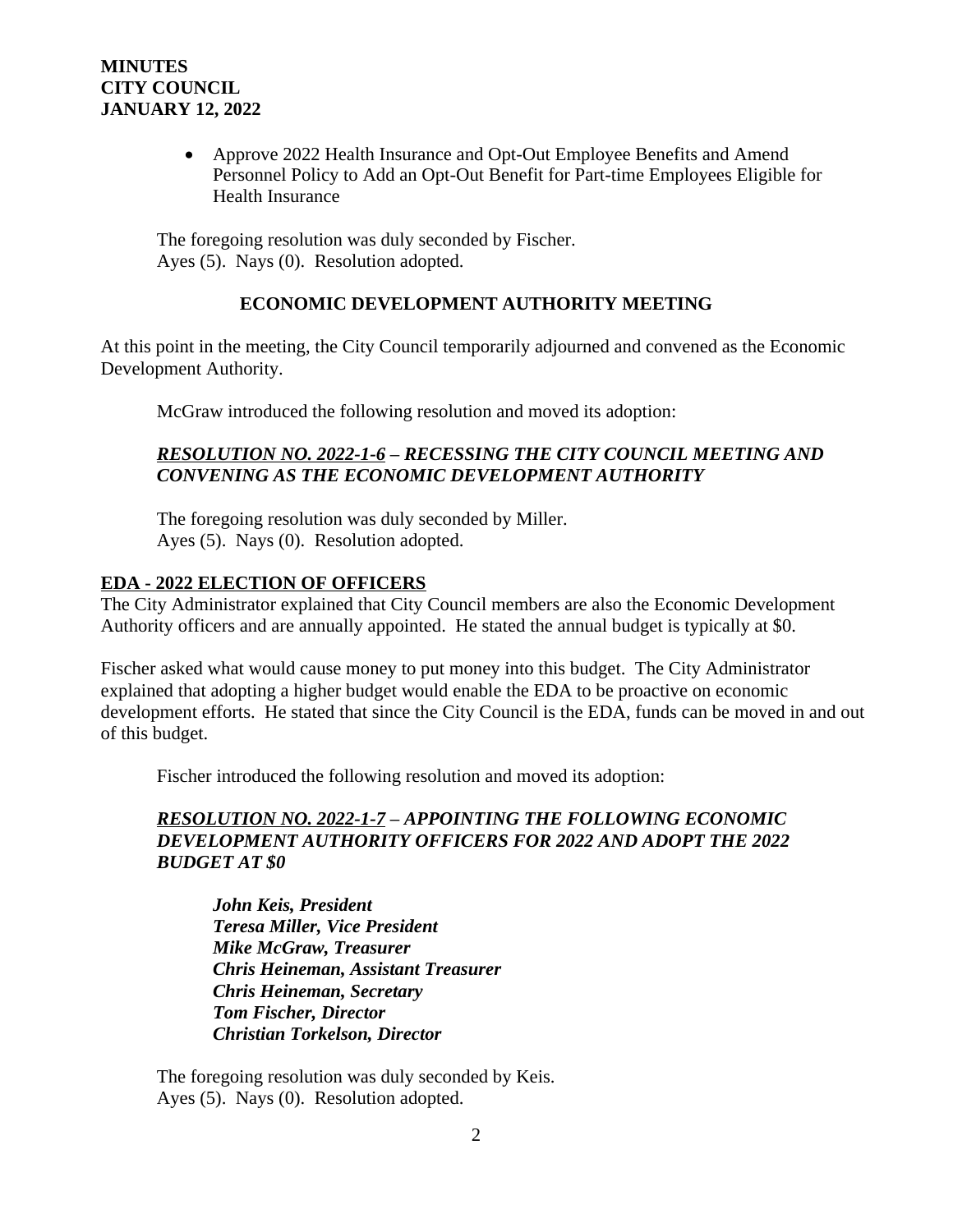- Approve 2022 Health Insurance and Opt-Out Employee Benefits and Amend Personnel Policy to Add an Opt-Out Benefit for Part-time Employees Eligible for Health Insurance

The foregoing resolution was duly seconded by Fischer.
Ayes (5). Nays (0). Resolution adopted.

## ECONOMIC DEVELOPMENT AUTHORITY MEETING

At this point in the meeting, the City Council temporarily adjourned and convened as the Economic Development Authority.

McGraw introduced the following resolution and moved its adoption:

***RESOLUTION NO. 2022-1-6 – RECESSING THE CITY COUNCIL MEETING AND CONVENING AS THE ECONOMIC DEVELOPMENT AUTHORITY***

The foregoing resolution was duly seconded by Miller.
Ayes (5). Nays (0). Resolution adopted.

**EDA - 2022 ELECTION OF OFFICERS**

The City Administrator explained that City Council members are also the Economic Development Authority officers and are annually appointed. He stated the annual budget is typically at $0.

Fischer asked what would cause money to put money into this budget. The City Administrator explained that adopting a higher budget would enable the EDA to be proactive on economic development efforts. He stated that since the City Council is the EDA, funds can be moved in and out of this budget.

Fischer introduced the following resolution and moved its adoption:

***RESOLUTION NO. 2022-1-7 – APPOINTING THE FOLLOWING ECONOMIC DEVELOPMENT AUTHORITY OFFICERS FOR 2022 AND ADOPT THE 2022 BUDGET AT $0***

*John Keis, President*
*Teresa Miller, Vice President*
*Mike McGraw, Treasurer*
*Chris Heineman, Assistant Treasurer*
*Chris Heineman, Secretary*
*Tom Fischer, Director*
*Christian Torkelson, Director*

The foregoing resolution was duly seconded by Keis.
Ayes (5). Nays (0). Resolution adopted.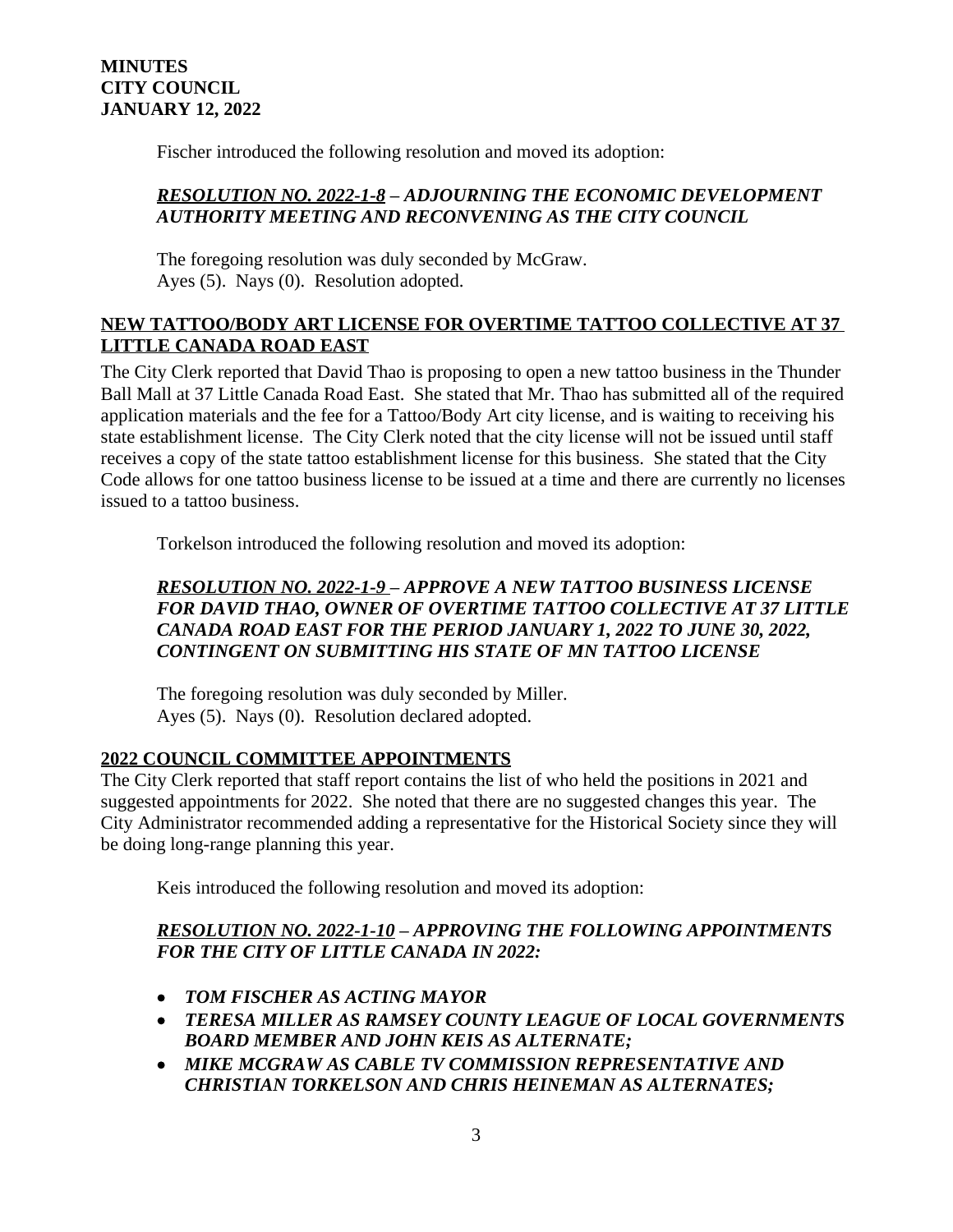Fischer introduced the following resolution and moved its adoption:

***<u>RESOLUTION NO. 2022-1-8</u> – ADJOURNING THE ECONOMIC DEVELOPMENT AUTHORITY MEETING AND RECONVENING AS THE CITY COUNCIL***

The foregoing resolution was duly seconded by McGraw.
Ayes (5). Nays (0). Resolution adopted.

**<u>NEW TATTOO/BODY ART LICENSE FOR OVERTIME TATTOO COLLECTIVE AT 37 LITTLE CANADA ROAD EAST</u>**

The City Clerk reported that David Thao is proposing to open a new tattoo business in the Thunder Ball Mall at 37 Little Canada Road East. She stated that Mr. Thao has submitted all of the required application materials and the fee for a Tattoo/Body Art city license, and is waiting to receiving his state establishment license. The City Clerk noted that the city license will not be issued until staff receives a copy of the state tattoo establishment license for this business. She stated that the City Code allows for one tattoo business license to be issued at a time and there are currently no licenses issued to a tattoo business.

Torkelson introduced the following resolution and moved its adoption:

***<u>RESOLUTION NO. 2022-1-9</u> – APPROVE A NEW TATTOO BUSINESS LICENSE FOR DAVID THAO, OWNER OF OVERTIME TATTOO COLLECTIVE AT 37 LITTLE CANADA ROAD EAST FOR THE PERIOD JANUARY 1, 2022 TO JUNE 30, 2022, CONTINGENT ON SUBMITTING HIS STATE OF MN TATTOO LICENSE***

The foregoing resolution was duly seconded by Miller.
Ayes (5). Nays (0). Resolution declared adopted.

**<u>2022 COUNCIL COMMITTEE APPOINTMENTS</u>**

The City Clerk reported that staff report contains the list of who held the positions in 2021 and suggested appointments for 2022. She noted that there are no suggested changes this year. The City Administrator recommended adding a representative for the Historical Society since they will be doing long-range planning this year.

Keis introduced the following resolution and moved its adoption:

***<u>RESOLUTION NO. 2022-1-10</u> – APPROVING THE FOLLOWING APPOINTMENTS FOR THE CITY OF LITTLE CANADA IN 2022:***

- ***TOM FISCHER AS ACTING MAYOR***
- ***TERESA MILLER AS RAMSEY COUNTY LEAGUE OF LOCAL GOVERNMENTS BOARD MEMBER AND JOHN KEIS AS ALTERNATE;***
- ***MIKE MCGRAW AS CABLE TV COMMISSION REPRESENTATIVE AND CHRISTIAN TORKELSON AND CHRIS HEINEMAN AS ALTERNATES;***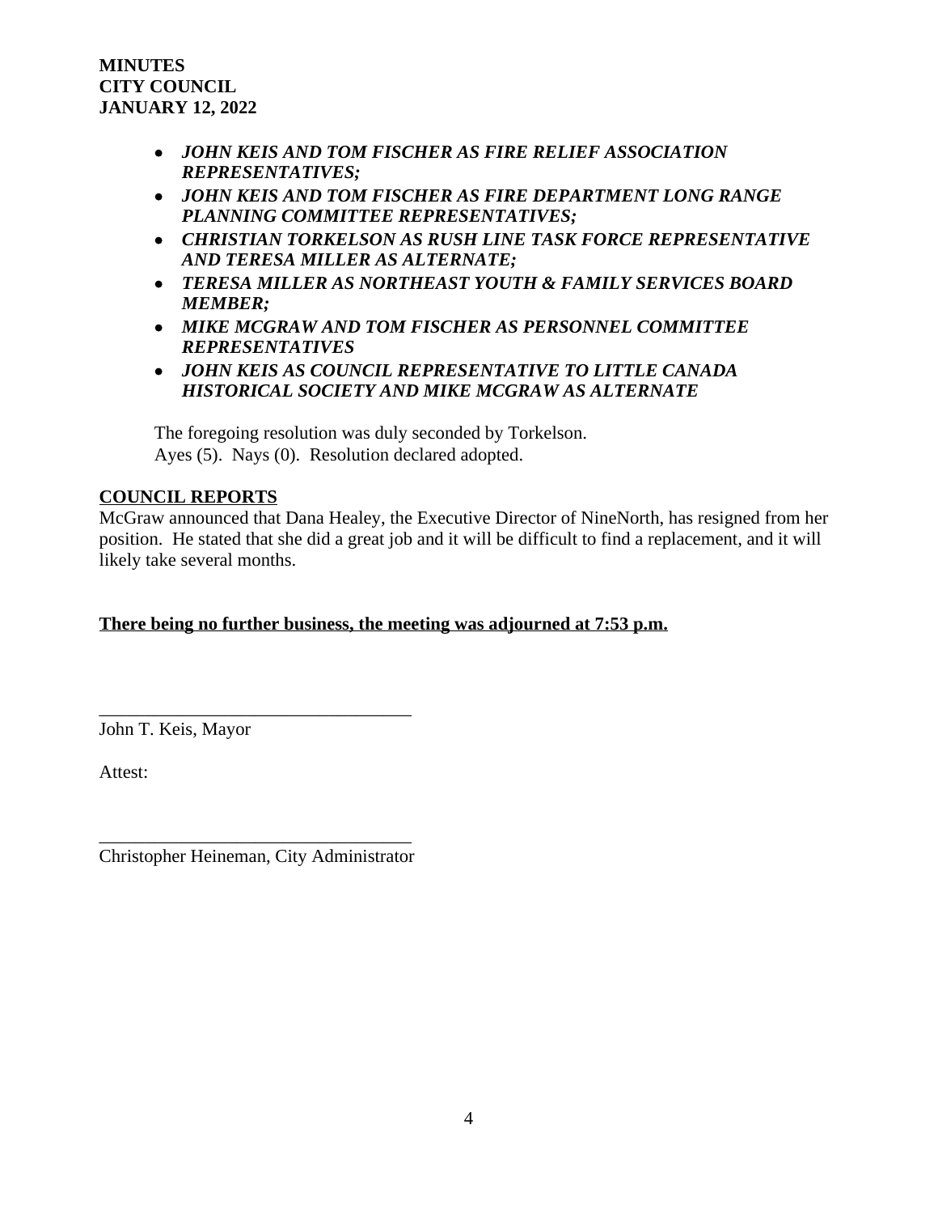- ***JOHN KEIS AND TOM FISCHER AS FIRE RELIEF ASSOCIATION REPRESENTATIVES;***
- ***JOHN KEIS AND TOM FISCHER AS FIRE DEPARTMENT LONG RANGE PLANNING COMMITTEE REPRESENTATIVES;***
- ***CHRISTIAN TORKELSON AS RUSH LINE TASK FORCE REPRESENTATIVE AND TERESA MILLER AS ALTERNATE;***
- ***TERESA MILLER AS NORTHEAST YOUTH & FAMILY SERVICES BOARD MEMBER;***
- ***MIKE MCGRAW AND TOM FISCHER AS PERSONNEL COMMITTEE REPRESENTATIVES***
- ***JOHN KEIS AS COUNCIL REPRESENTATIVE TO LITTLE CANADA HISTORICAL SOCIETY AND MIKE MCGRAW AS ALTERNATE***

The foregoing resolution was duly seconded by Torkelson.
Ayes (5). Nays (0). Resolution declared adopted.

## COUNCIL REPORTS

McGraw announced that Dana Healey, the Executive Director of NineNorth, has resigned from her position. He stated that she did a great job and it will be difficult to find a replacement, and it will likely take several months.

**There being no further business, the meeting was adjourned at 7:53 p.m.**

\_\_\_\_\_\_\_\_\_\_\_\_\_\_\_\_\_\_\_\_\_\_\_\_\_\_\_\_\_\_\_\_\_\_\_
John T. Keis, Mayor

Attest:

\_\_\_\_\_\_\_\_\_\_\_\_\_\_\_\_\_\_\_\_\_\_\_\_\_\_\_\_\_\_\_\_\_\_\_
Christopher Heineman, City Administrator